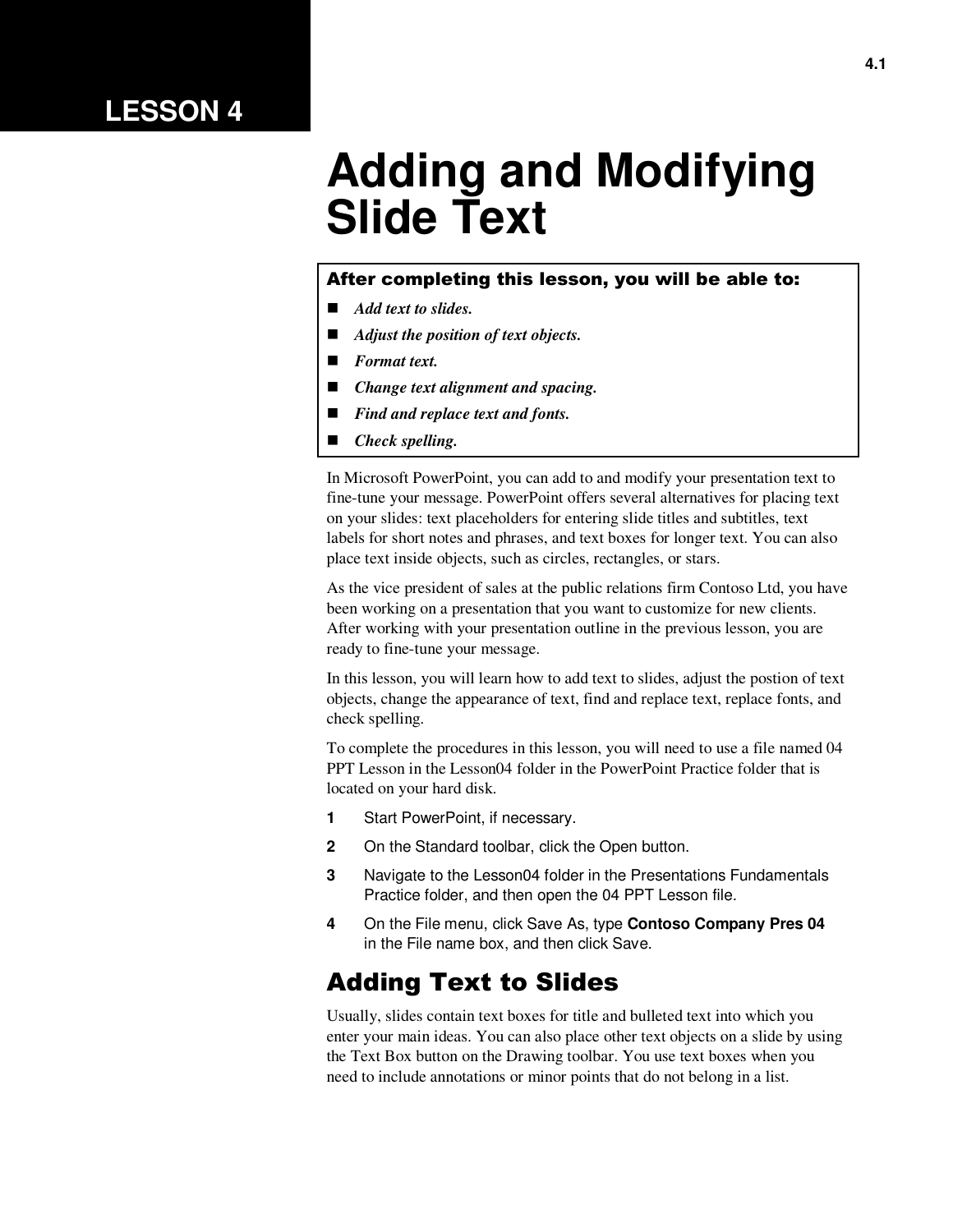LESSON 4

# Adding and Modifying Slide Text

**After completing this lesson, you will be able to:**

- *Add text to slides.*
- *Adjust the position of text objects.*
- *Format text.*
- *Change text alignment and spacing.*
- *Find and replace text and fonts.*
- *Check spelling.*

In Microsoft PowerPoint, you can add to and modify your presentation text to fine-tune your message. PowerPoint offers several alternatives for placing text on your slides: text placeholders for entering slide titles and subtitles, text labels for short notes and phrases, and text boxes for longer text. You can also place text inside objects, such as circles, rectangles, or stars.

As the vice president of sales at the public relations firm Contoso Ltd, you have been working on a presentation that you want to customize for new clients. After working with your presentation outline in the previous lesson, you are ready to fine-tune your message.

In this lesson, you will learn how to add text to slides, adjust the postion of text objects, change the appearance of text, find and replace text, replace fonts, and check spelling.

To complete the procedures in this lesson, you will need to use a file named 04 PPT Lesson in the Lesson04 folder in the PowerPoint Practice folder that is located on your hard disk.

1. Start PowerPoint, if necessary.
2. On the Standard toolbar, click the Open button.
3. Navigate to the Lesson04 folder in the Presentations Fundamentals Practice folder, and then open the 04 PPT Lesson file.
4. On the File menu, click Save As, type **Contoso Company Pres 04** in the File name box, and then click Save.

## Adding Text to Slides

Usually, slides contain text boxes for title and bulleted text into which you enter your main ideas. You can also place other text objects on a slide by using the Text Box button on the Drawing toolbar. You use text boxes when you need to include annotations or minor points that do not belong in a list.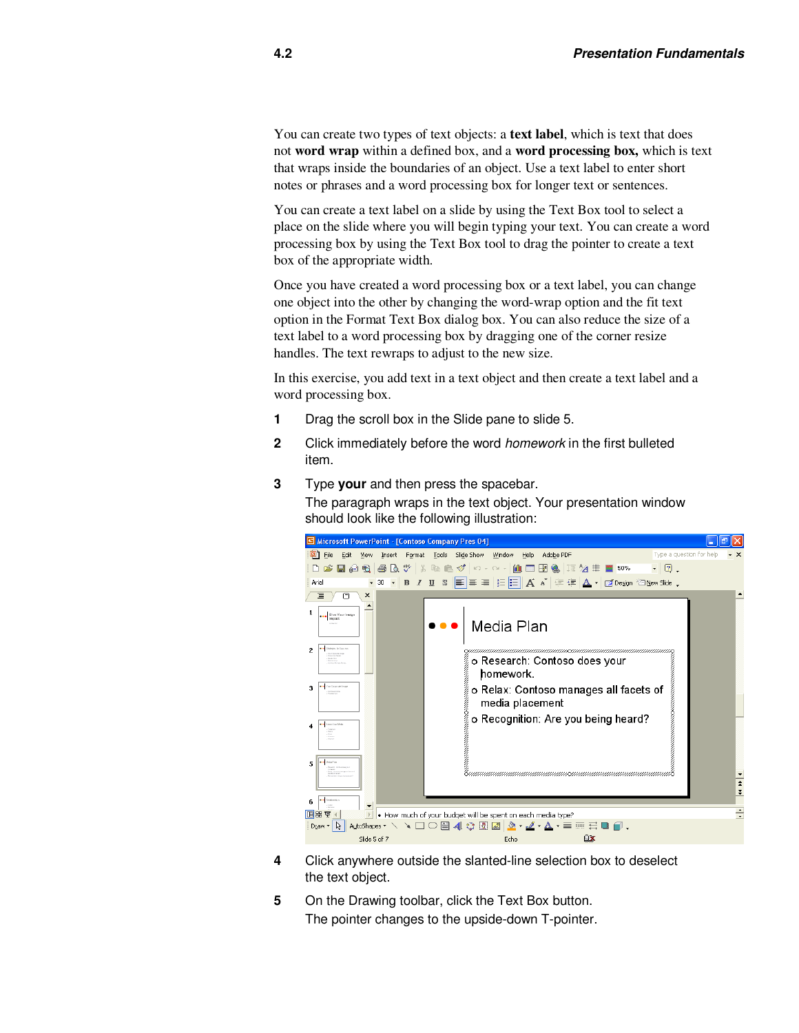You can create two types of text objects: a **text label**, which is text that does not **word wrap** within a defined box, and a **word processing box,** which is text that wraps inside the boundaries of an object. Use a text label to enter short notes or phrases and a word processing box for longer text or sentences.

You can create a text label on a slide by using the Text Box tool to select a place on the slide where you will begin typing your text. You can create a word processing box by using the Text Box tool to drag the pointer to create a text box of the appropriate width.

Once you have created a word processing box or a text label, you can change one object into the other by changing the word-wrap option and the fit text option in the Format Text Box dialog box. You can also reduce the size of a text label to a word processing box by dragging one of the corner resize handles. The text rewraps to adjust to the new size.

In this exercise, you add text in a text object and then create a text label and a word processing box.

1. Drag the scroll box in the Slide pane to slide 5.
2. Click immediately before the word *homework* in the first bulleted item.
3. Type **your** and then press the spacebar.
   The paragraph wraps in the text object. Your presentation window should look like the following illustration:
4. Click anywhere outside the slanted-line selection box to deselect the text object.
5. On the Drawing toolbar, click the Text Box button.
   The pointer changes to the upside-down T-pointer.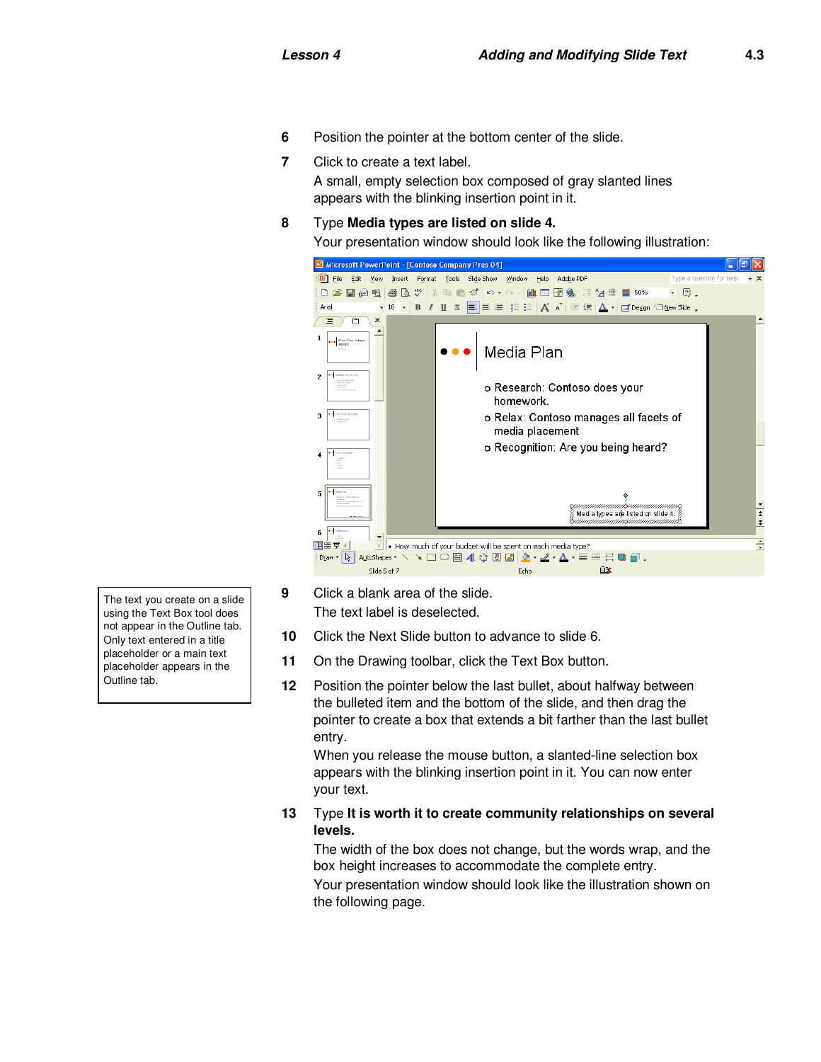6. Position the pointer at the bottom center of the slide.
7. Click to create a text label.

   A small, empty selection box composed of gray slanted lines appears with the blinking insertion point in it.
8. Type **Media types are listed on slide 4.**

   Your presentation window should look like the following illustration:

> The text you create on a slide using the Text Box tool does not appear in the Outline tab. Only text entered in a title placeholder or a main text placeholder appears in the Outline tab.

9. Click a blank area of the slide.

   The text label is deselected.
10. Click the Next Slide button to advance to slide 6.
11. On the Drawing toolbar, click the Text Box button.
12. Position the pointer below the last bullet, about halfway between the bulleted item and the bottom of the slide, and then drag the pointer to create a box that extends a bit farther than the last bullet entry.

    When you release the mouse button, a slanted-line selection box appears with the blinking insertion point in it. You can now enter your text.
13. Type **It is worth it to create community relationships on several levels.**

    The width of the box does not change, but the words wrap, and the box height increases to accommodate the complete entry.

    Your presentation window should look like the illustration shown on the following page.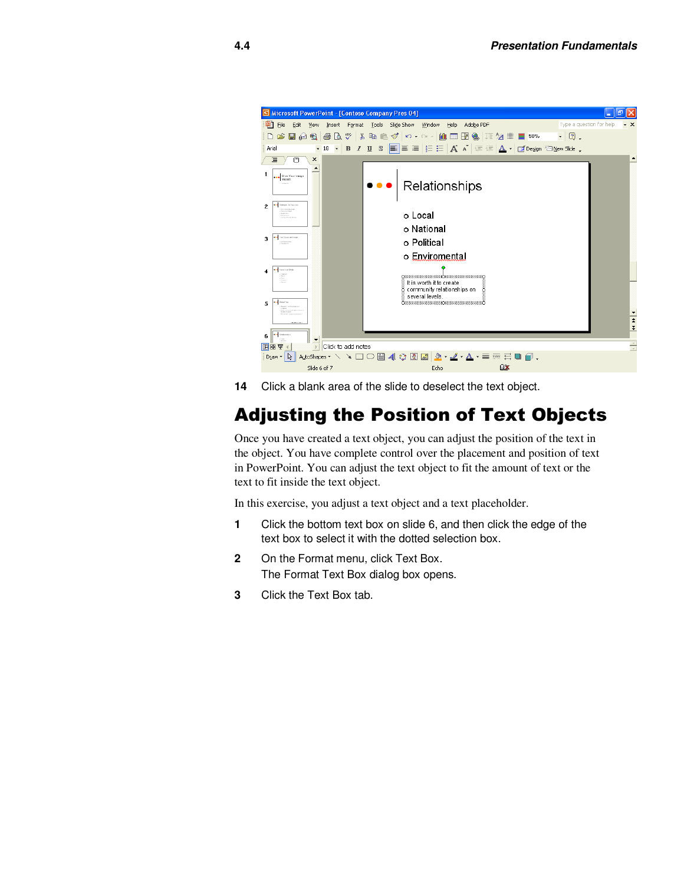14 Click a blank area of the slide to deselect the text object.

## Adjusting the Position of Text Objects

Once you have created a text object, you can adjust the position of the text in the object. You have complete control over the placement and position of text in PowerPoint. You can adjust the text object to fit the amount of text or the text to fit inside the text object.

In this exercise, you adjust a text object and a text placeholder.

1 Click the bottom text box on slide 6, and then click the edge of the text box to select it with the dotted selection box.

2 On the Format menu, click Text Box.
The Format Text Box dialog box opens.

3 Click the Text Box tab.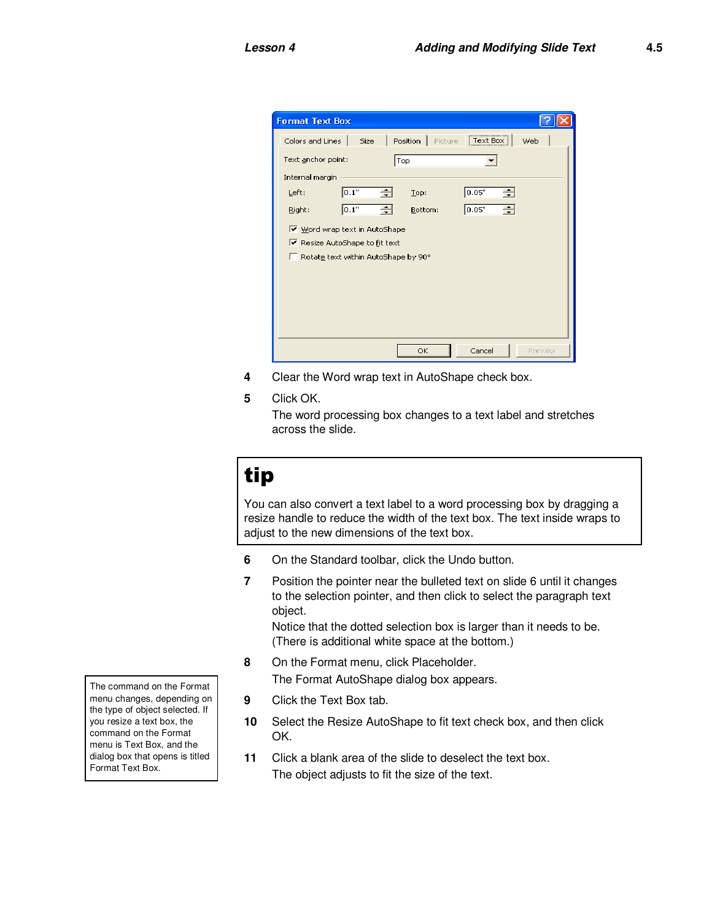4. Clear the Word wrap text in AutoShape check box.
5. Click OK.

   The word processing box changes to a text label and stretches across the slide.

> **tip**
>
> You can also convert a text label to a word processing box by dragging a resize handle to reduce the width of the text box. The text inside wraps to adjust to the new dimensions of the text box.

6. On the Standard toolbar, click the Undo button.
7. Position the pointer near the bulleted text on slide 6 until it changes to the selection pointer, and then click to select the paragraph text object.

   Notice that the dotted selection box is larger than it needs to be. (There is additional white space at the bottom.)

8. On the Format menu, click Placeholder.

   The Format AutoShape dialog box appears.

9. Click the Text Box tab.
10. Select the Resize AutoShape to fit text check box, and then click OK.
11. Click a blank area of the slide to deselect the text box.

    The object adjusts to fit the size of the text.

> The command on the Format menu changes, depending on the type of object selected. If you resize a text box, the command on the Format menu is Text Box, and the dialog box that opens is titled Format Text Box.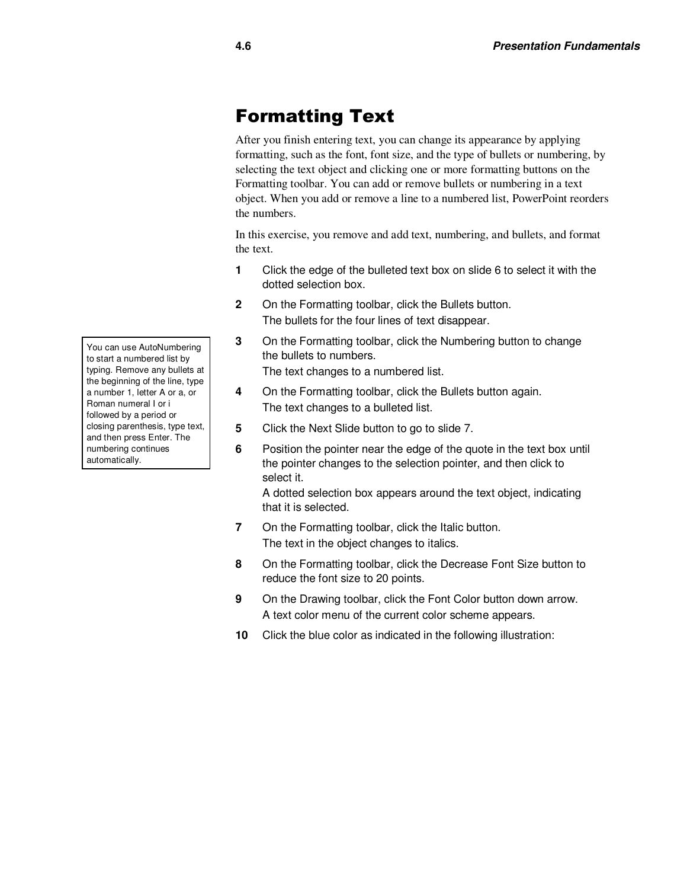# Formatting Text

After you finish entering text, you can change its appearance by applying formatting, such as the font, font size, and the type of bullets or numbering, by selecting the text object and clicking one or more formatting buttons on the Formatting toolbar. You can add or remove bullets or numbering in a text object. When you add or remove a line to a numbered list, PowerPoint reorders the numbers.

In this exercise, you remove and add text, numbering, and bullets, and format the text.

> You can use AutoNumbering to start a numbered list by typing. Remove any bullets at the beginning of the line, type a number 1, letter A or a, or Roman numeral I or i followed by a period or closing parenthesis, type text, and then press Enter. The numbering continues automatically.

1. Click the edge of the bulleted text box on slide 6 to select it with the dotted selection box.
2. On the Formatting toolbar, click the Bullets button.
   The bullets for the four lines of text disappear.
3. On the Formatting toolbar, click the Numbering button to change the bullets to numbers.
   The text changes to a numbered list.
4. On the Formatting toolbar, click the Bullets button again.
   The text changes to a bulleted list.
5. Click the Next Slide button to go to slide 7.
6. Position the pointer near the edge of the quote in the text box until the pointer changes to the selection pointer, and then click to select it.
   A dotted selection box appears around the text object, indicating that it is selected.
7. On the Formatting toolbar, click the Italic button.
   The text in the object changes to italics.
8. On the Formatting toolbar, click the Decrease Font Size button to reduce the font size to 20 points.
9. On the Drawing toolbar, click the Font Color button down arrow.
   A text color menu of the current color scheme appears.
10. Click the blue color as indicated in the following illustration: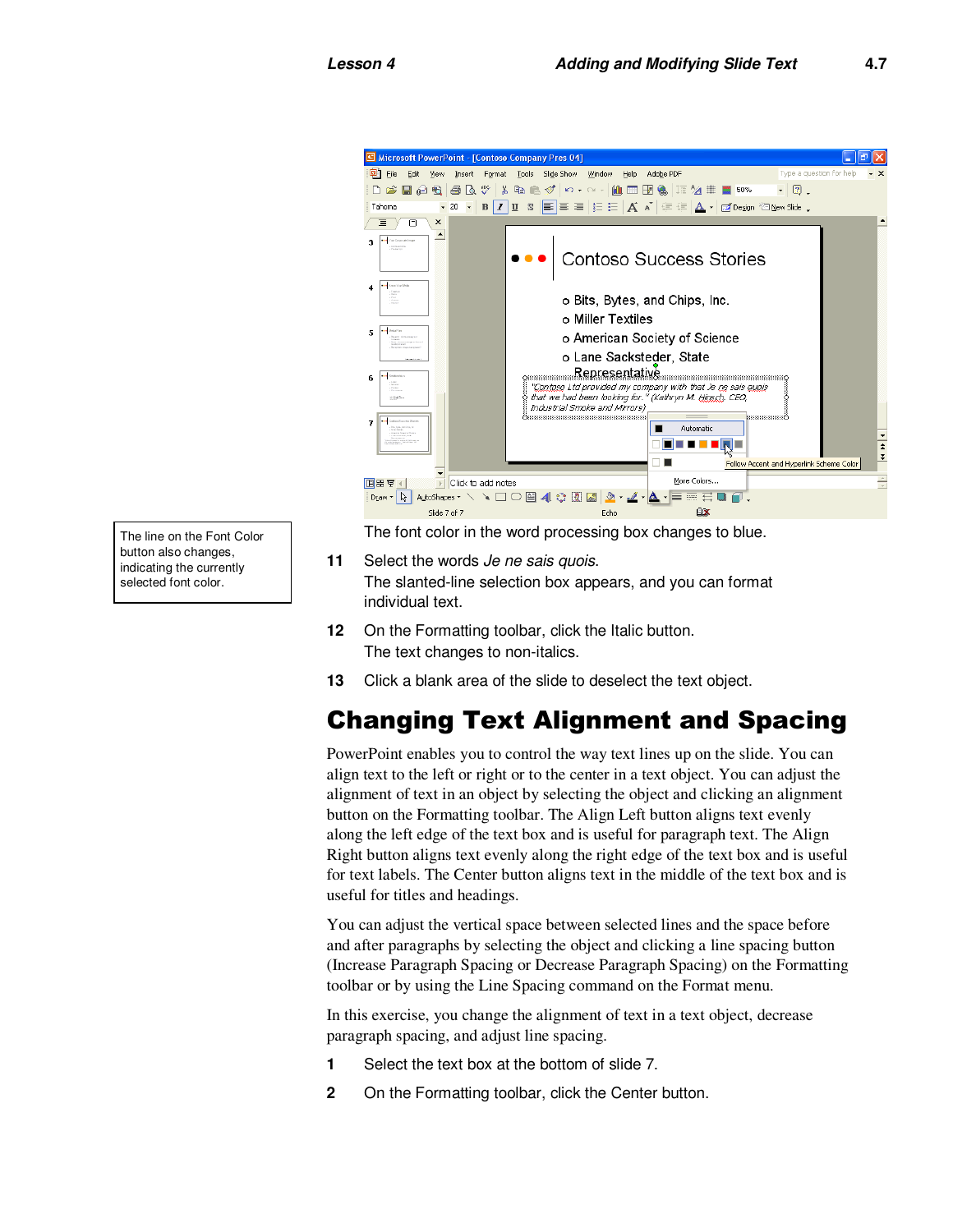The line on the Font Color button also changes, indicating the currently selected font color.

The font color in the word processing box changes to blue.

11 Select the words *Je ne sais quois*.
   The slanted-line selection box appears, and you can format individual text.

12 On the Formatting toolbar, click the Italic button.
   The text changes to non-italics.

13 Click a blank area of the slide to deselect the text object.

## Changing Text Alignment and Spacing

PowerPoint enables you to control the way text lines up on the slide. You can align text to the left or right or to the center in a text object. You can adjust the alignment of text in an object by selecting the object and clicking an alignment button on the Formatting toolbar. The Align Left button aligns text evenly along the left edge of the text box and is useful for paragraph text. The Align Right button aligns text evenly along the right edge of the text box and is useful for text labels. The Center button aligns text in the middle of the text box and is useful for titles and headings.

You can adjust the vertical space between selected lines and the space before and after paragraphs by selecting the object and clicking a line spacing button (Increase Paragraph Spacing or Decrease Paragraph Spacing) on the Formatting toolbar or by using the Line Spacing command on the Format menu.

In this exercise, you change the alignment of text in a text object, decrease paragraph spacing, and adjust line spacing.

1 Select the text box at the bottom of slide 7.

2 On the Formatting toolbar, click the Center button.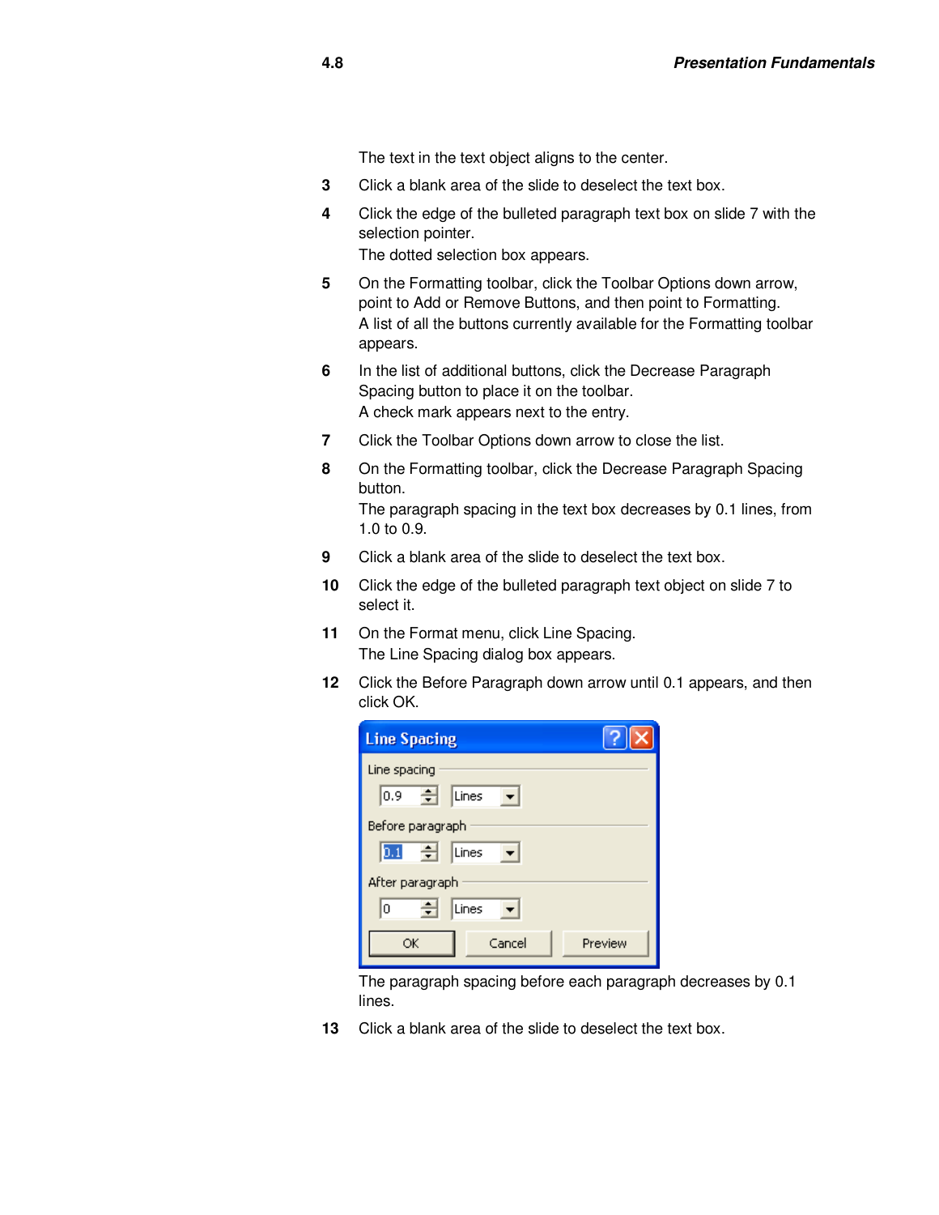The text in the text object aligns to the center.

3. Click a blank area of the slide to deselect the text box.

4. Click the edge of the bulleted paragraph text box on slide 7 with the selection pointer.
   The dotted selection box appears.

5. On the Formatting toolbar, click the Toolbar Options down arrow, point to Add or Remove Buttons, and then point to Formatting.
   A list of all the buttons currently available for the Formatting toolbar appears.

6. In the list of additional buttons, click the Decrease Paragraph Spacing button to place it on the toolbar.
   A check mark appears next to the entry.

7. Click the Toolbar Options down arrow to close the list.

8. On the Formatting toolbar, click the Decrease Paragraph Spacing button.
   The paragraph spacing in the text box decreases by 0.1 lines, from 1.0 to 0.9.

9. Click a blank area of the slide to deselect the text box.

10. Click the edge of the bulleted paragraph text object on slide 7 to select it.

11. On the Format menu, click Line Spacing.
    The Line Spacing dialog box appears.

12. Click the Before Paragraph down arrow until 0.1 appears, and then click OK.

    **Line Spacing**

    Line spacing: 0.9 Lines

    Before paragraph: 0.1 Lines

    After paragraph: 0 Lines

    OK | Cancel | Preview

    The paragraph spacing before each paragraph decreases by 0.1 lines.

13. Click a blank area of the slide to deselect the text box.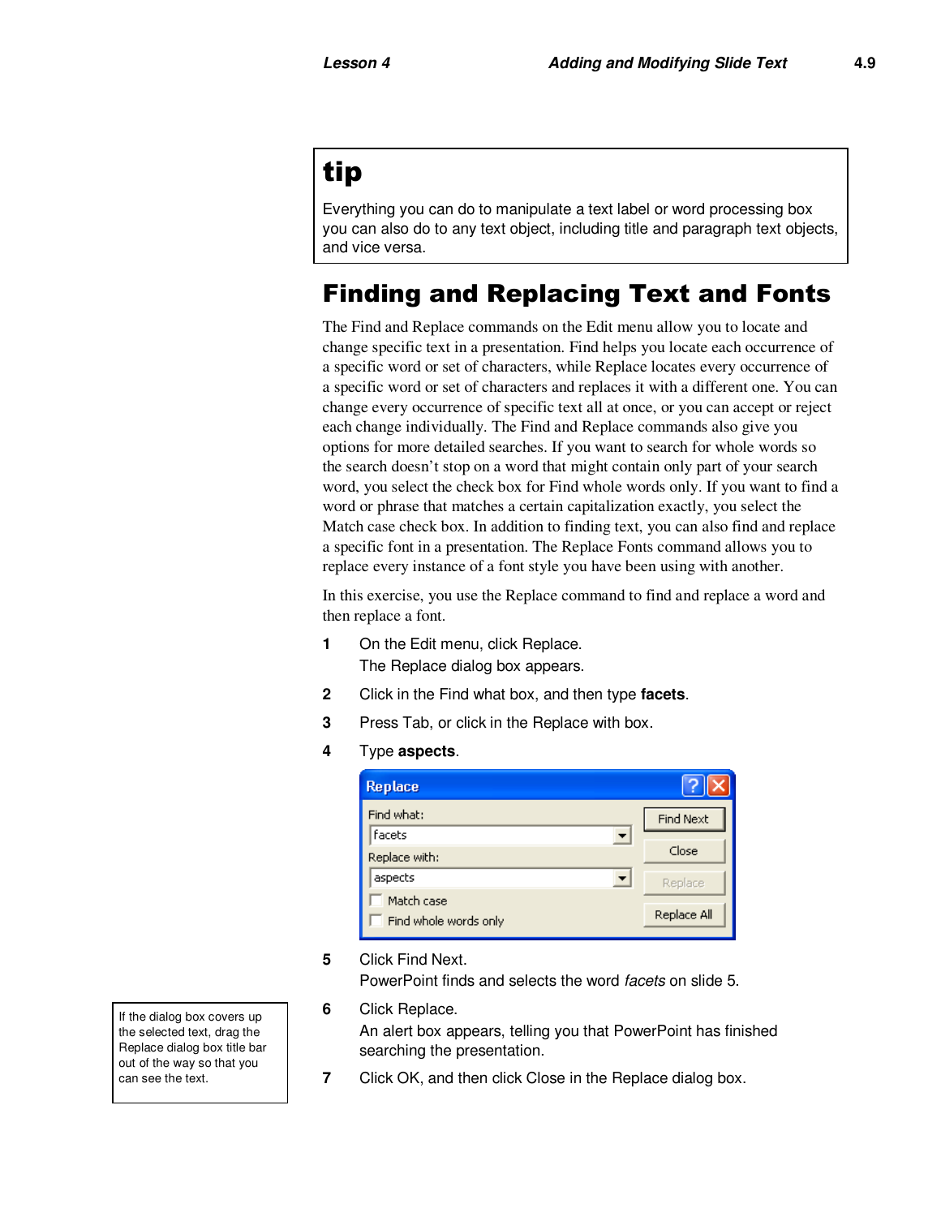> **tip**
>
> Everything you can do to manipulate a text label or word processing box you can also do to any text object, including title and paragraph text objects, and vice versa.

## Finding and Replacing Text and Fonts

The Find and Replace commands on the Edit menu allow you to locate and change specific text in a presentation. Find helps you locate each occurrence of a specific word or set of characters, while Replace locates every occurrence of a specific word or set of characters and replaces it with a different one. You can change every occurrence of specific text all at once, or you can accept or reject each change individually. The Find and Replace commands also give you options for more detailed searches. If you want to search for whole words so the search doesn't stop on a word that might contain only part of your search word, you select the check box for Find whole words only. If you want to find a word or phrase that matches a certain capitalization exactly, you select the Match case check box. In addition to finding text, you can also find and replace a specific font in a presentation. The Replace Fonts command allows you to replace every instance of a font style you have been using with another.

In this exercise, you use the Replace command to find and replace a word and then replace a font.

1. On the Edit menu, click Replace.
   The Replace dialog box appears.
2. Click in the Find what box, and then type **facets**.
3. Press Tab, or click in the Replace with box.
4. Type **aspects**.
5. Click Find Next.
   PowerPoint finds and selects the word *facets* on slide 5.
6. Click Replace.
   An alert box appears, telling you that PowerPoint has finished searching the presentation.
7. Click OK, and then click Close in the Replace dialog box.

> If the dialog box covers up the selected text, drag the Replace dialog box title bar out of the way so that you can see the text.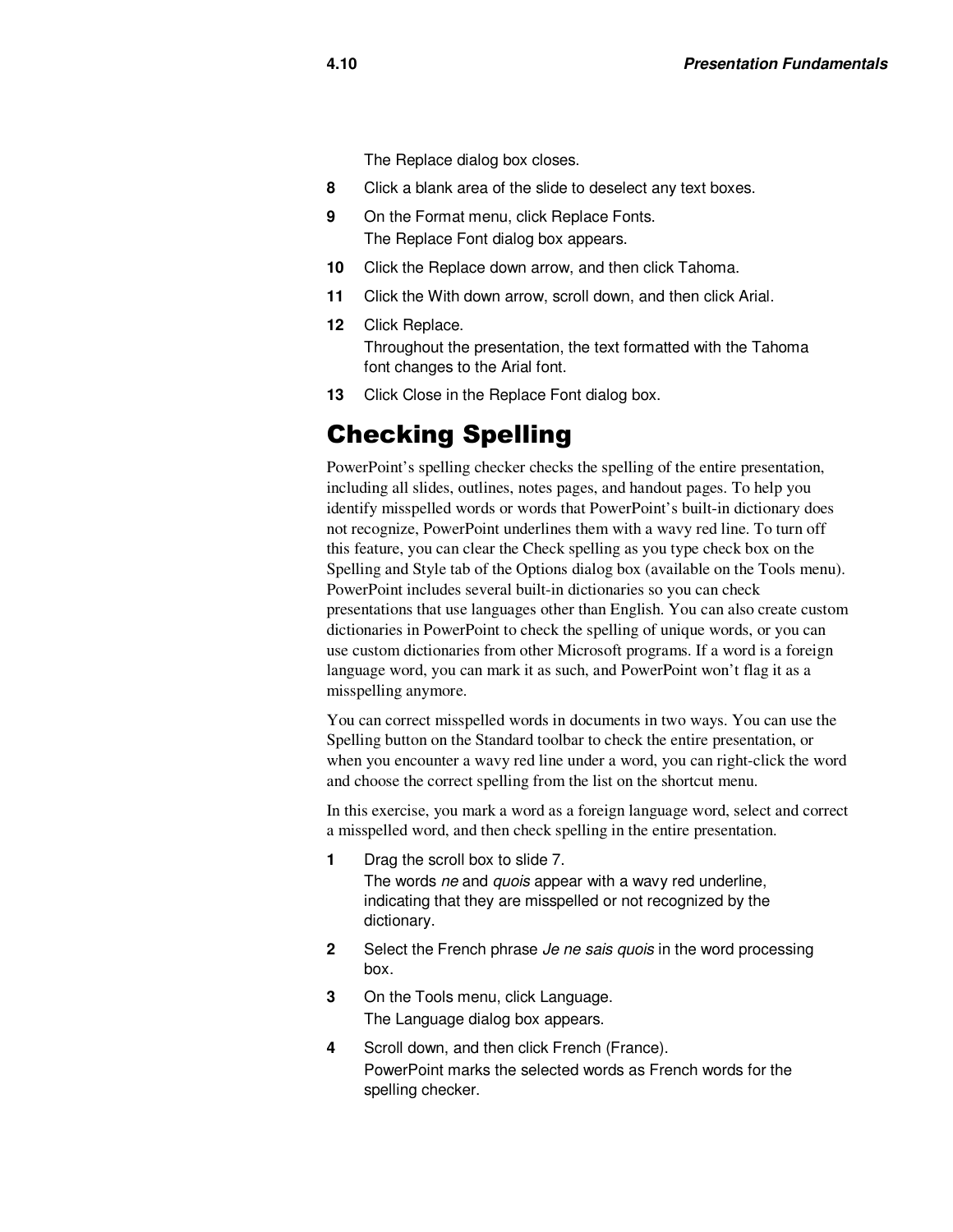The Replace dialog box closes.

8. Click a blank area of the slide to deselect any text boxes.
9. On the Format menu, click Replace Fonts.
   The Replace Font dialog box appears.
10. Click the Replace down arrow, and then click Tahoma.
11. Click the With down arrow, scroll down, and then click Arial.
12. Click Replace.
    Throughout the presentation, the text formatted with the Tahoma font changes to the Arial font.
13. Click Close in the Replace Font dialog box.

## Checking Spelling

PowerPoint's spelling checker checks the spelling of the entire presentation, including all slides, outlines, notes pages, and handout pages. To help you identify misspelled words or words that PowerPoint's built-in dictionary does not recognize, PowerPoint underlines them with a wavy red line. To turn off this feature, you can clear the Check spelling as you type check box on the Spelling and Style tab of the Options dialog box (available on the Tools menu). PowerPoint includes several built-in dictionaries so you can check presentations that use languages other than English. You can also create custom dictionaries in PowerPoint to check the spelling of unique words, or you can use custom dictionaries from other Microsoft programs. If a word is a foreign language word, you can mark it as such, and PowerPoint won't flag it as a misspelling anymore.

You can correct misspelled words in documents in two ways. You can use the Spelling button on the Standard toolbar to check the entire presentation, or when you encounter a wavy red line under a word, you can right-click the word and choose the correct spelling from the list on the shortcut menu.

In this exercise, you mark a word as a foreign language word, select and correct a misspelled word, and then check spelling in the entire presentation.

1. Drag the scroll box to slide 7.
   The words *ne* and *quois* appear with a wavy red underline, indicating that they are misspelled or not recognized by the dictionary.
2. Select the French phrase *Je ne sais quois* in the word processing box.
3. On the Tools menu, click Language.
   The Language dialog box appears.
4. Scroll down, and then click French (France).
   PowerPoint marks the selected words as French words for the spelling checker.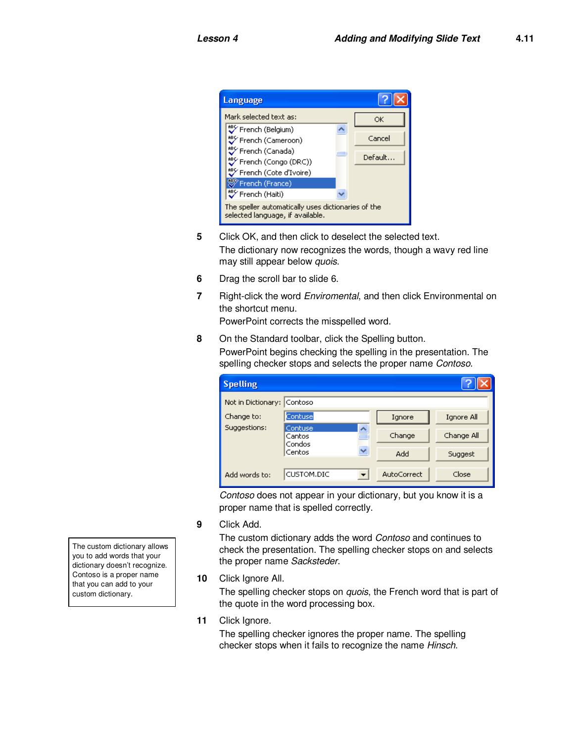Language

Mark selected text as:

- French (Belgium)
- French (Cameroon)
- French (Canada)
- French (Congo (DRC))
- French (Cote d'Ivoire)
- French (France)
- French (Haiti)

OK | Cancel | Default...

The speller automatically uses dictionaries of the selected language, if available.

5 Click OK, and then click to deselect the selected text.

The dictionary now recognizes the words, though a wavy red line may still appear below *quois*.

6 Drag the scroll bar to slide 6.

7 Right-click the word *Enviromental*, and then click Environmental on the shortcut menu.

PowerPoint corrects the misspelled word.

8 On the Standard toolbar, click the Spelling button.

PowerPoint begins checking the spelling in the presentation. The spelling checker stops and selects the proper name *Contoso*.

Spelling

Not in Dictionary: Contoso

Change to: Contuse

Suggestions: Contuse, Cantos, Condos, Centos

Ignore | Ignore All | Change | Change All | Add | Suggest

Add words to: CUSTOM.DIC

AutoCorrect | Close

*Contoso* does not appear in your dictionary, but you know it is a proper name that is spelled correctly.

9 Click Add.

The custom dictionary adds the word *Contoso* and continues to check the presentation. The spelling checker stops on and selects the proper name *Sacksteder*.

> The custom dictionary allows you to add words that your dictionary doesn't recognize. Contoso is a proper name that you can add to your custom dictionary.

10 Click Ignore All.

The spelling checker stops on *quois*, the French word that is part of the quote in the word processing box.

11 Click Ignore.

The spelling checker ignores the proper name. The spelling checker stops when it fails to recognize the name *Hinsch*.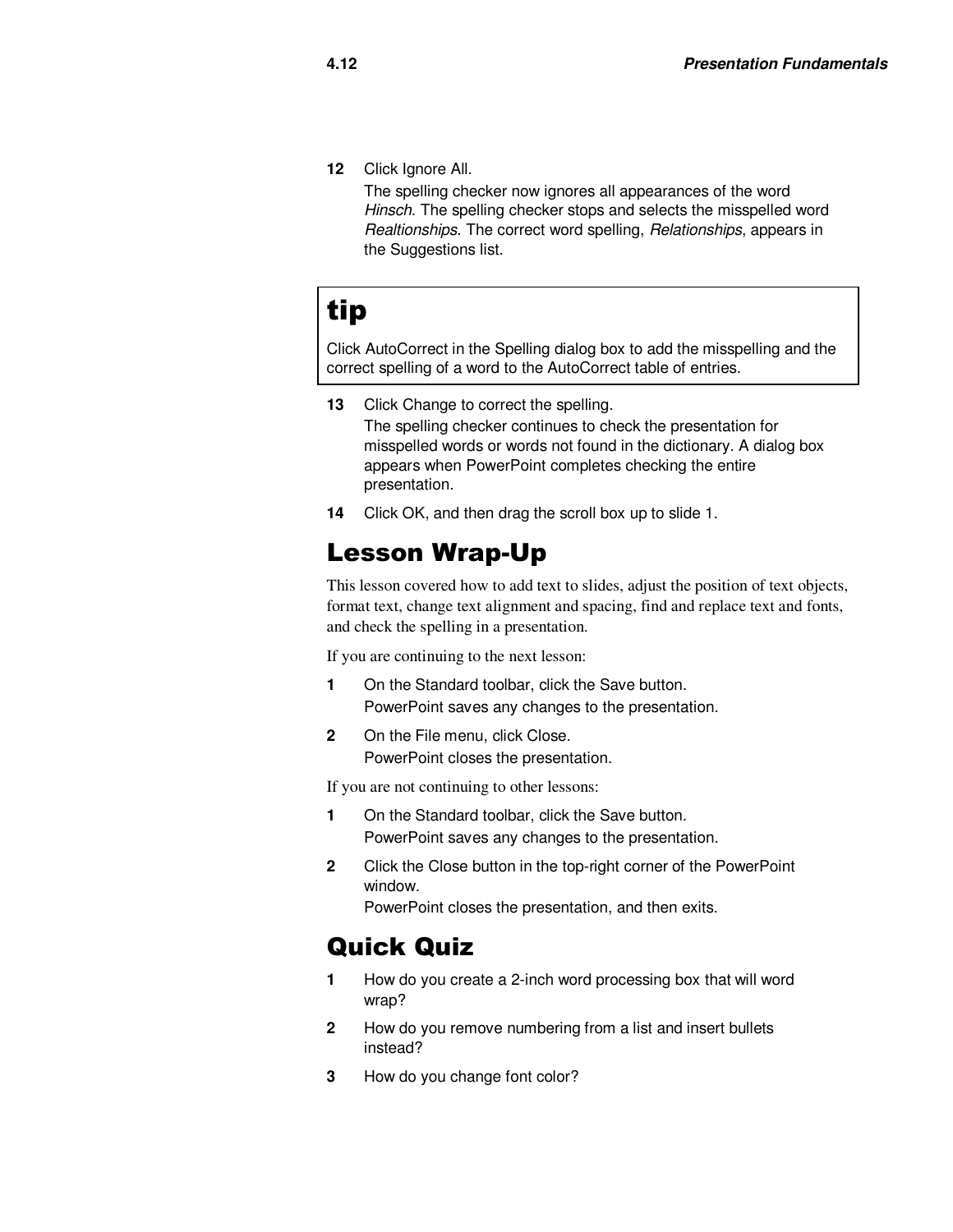12 Click Ignore All.

The spelling checker now ignores all appearances of the word *Hinsch*. The spelling checker stops and selects the misspelled word *Realtionships*. The correct word spelling, *Relationships*, appears in the Suggestions list.

> **tip**
>
> Click AutoCorrect in the Spelling dialog box to add the misspelling and the correct spelling of a word to the AutoCorrect table of entries.

13 Click Change to correct the spelling.

The spelling checker continues to check the presentation for misspelled words or words not found in the dictionary. A dialog box appears when PowerPoint completes checking the entire presentation.

14 Click OK, and then drag the scroll box up to slide 1.

## Lesson Wrap-Up

This lesson covered how to add text to slides, adjust the position of text objects, format text, change text alignment and spacing, find and replace text and fonts, and check the spelling in a presentation.

If you are continuing to the next lesson:

1 On the Standard toolbar, click the Save button.

PowerPoint saves any changes to the presentation.

2 On the File menu, click Close.

PowerPoint closes the presentation.

If you are not continuing to other lessons:

1 On the Standard toolbar, click the Save button.

PowerPoint saves any changes to the presentation.

2 Click the Close button in the top-right corner of the PowerPoint window.

PowerPoint closes the presentation, and then exits.

## Quick Quiz

1 How do you create a 2-inch word processing box that will word wrap?

2 How do you remove numbering from a list and insert bullets instead?

3 How do you change font color?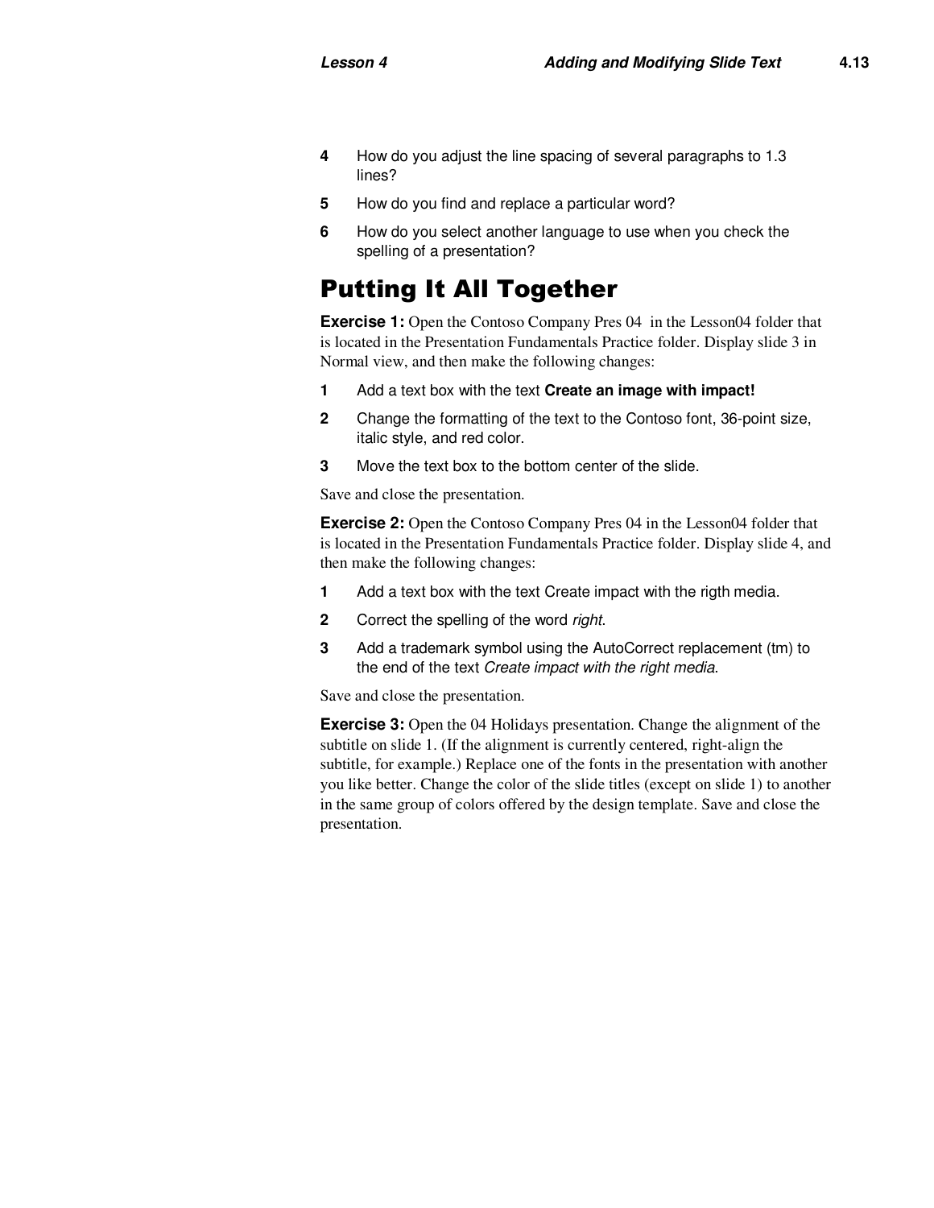4 How do you adjust the line spacing of several paragraphs to 1.3 lines?

5 How do you find and replace a particular word?

6 How do you select another language to use when you check the spelling of a presentation?

## Putting It All Together

**Exercise 1:** Open the Contoso Company Pres 04 in the Lesson04 folder that is located in the Presentation Fundamentals Practice folder. Display slide 3 in Normal view, and then make the following changes:

1 Add a text box with the text **Create an image with impact!**

2 Change the formatting of the text to the Contoso font, 36-point size, italic style, and red color.

3 Move the text box to the bottom center of the slide.

Save and close the presentation.

**Exercise 2:** Open the Contoso Company Pres 04 in the Lesson04 folder that is located in the Presentation Fundamentals Practice folder. Display slide 4, and then make the following changes:

1 Add a text box with the text Create impact with the rigth media.

2 Correct the spelling of the word *right*.

3 Add a trademark symbol using the AutoCorrect replacement (tm) to the end of the text *Create impact with the right media*.

Save and close the presentation.

**Exercise 3:** Open the 04 Holidays presentation. Change the alignment of the subtitle on slide 1. (If the alignment is currently centered, right-align the subtitle, for example.) Replace one of the fonts in the presentation with another you like better. Change the color of the slide titles (except on slide 1) to another in the same group of colors offered by the design template. Save and close the presentation.